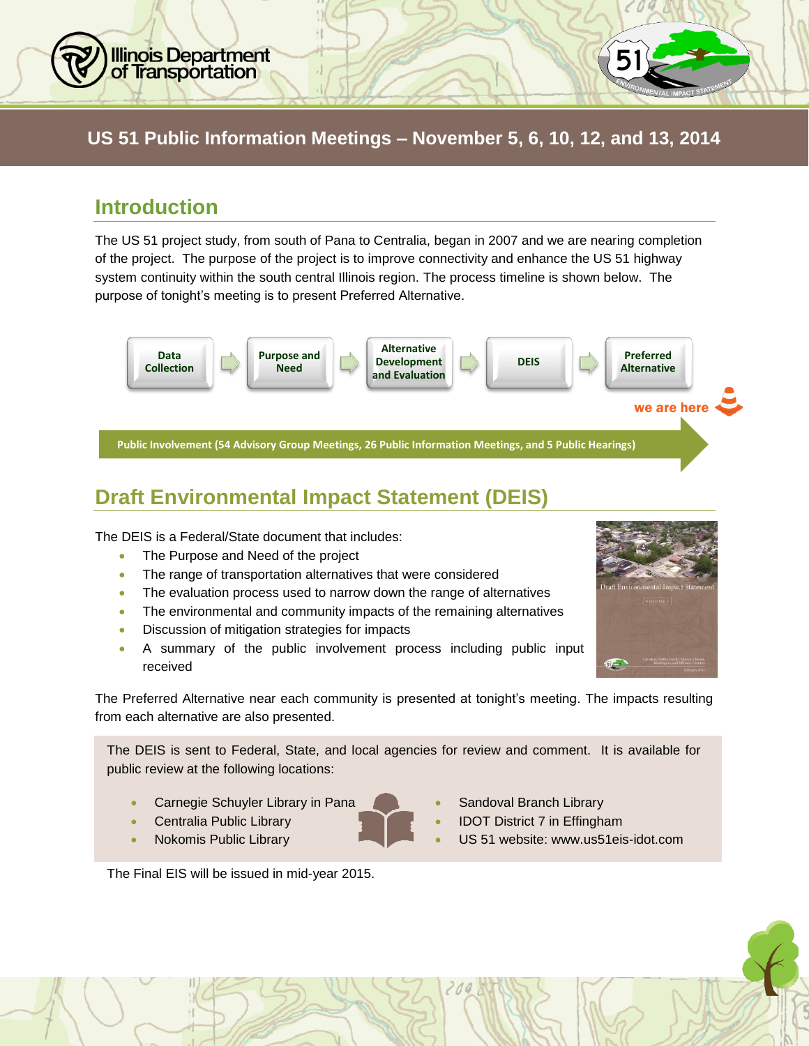# US 51 Public Information Meetings – November 5, 6, 10, 12, and 13, 2014

## Introduction

The US 51 project study, from south of Pana to Centralia, began in 2007 and we are nearing completion of the project. The purpose of the project is to improve connectivity and enhance the US 51 highway system continuity within the south central Illinois region. The process timeline is shown below. The purpose of tonight's meeting is to present Preferred Alternative.

**Data Collection** → **Purpose and Need** → **Alternative Development and Evaluation** → **DEIS** → **Preferred Alternative**

we are here

**Public Involvement (54 Advisory Group Meetings, 26 Public Information Meetings, and 5 Public Hearings)**

## Draft Environmental Impact Statement (DEIS)

The DEIS is a Federal/State document that includes:

- The Purpose and Need of the project
- The range of transportation alternatives that were considered
- The evaluation process used to narrow down the range of alternatives
- The environmental and community impacts of the remaining alternatives
- Discussion of mitigation strategies for impacts
- A summary of the public involvement process including public input received

The Preferred Alternative near each community is presented at tonight's meeting. The impacts resulting from each alternative are also presented.

The DEIS is sent to Federal, State, and local agencies for review and comment. It is available for public review at the following locations:

- Carnegie Schuyler Library in Pana
- Centralia Public Library
- Nokomis Public Library
- Sandoval Branch Library
- IDOT District 7 in Effingham
- US 51 website: www.us51eis-idot.com

The Final EIS will be issued in mid-year 2015.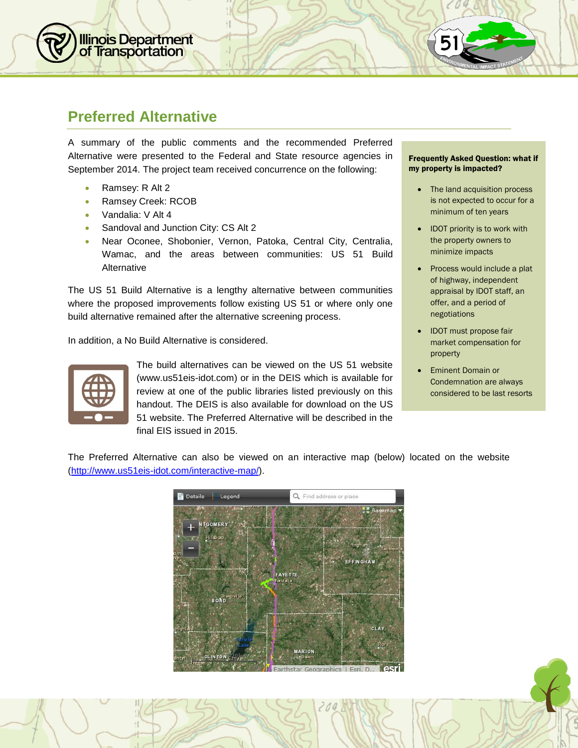## Preferred Alternative

A summary of the public comments and the recommended Preferred Alternative were presented to the Federal and State resource agencies in September 2014. The project team received concurrence on the following:

- Ramsey: R Alt 2
- Ramsey Creek: RCOB
- Vandalia: V Alt 4
- Sandoval and Junction City: CS Alt 2
- Near Oconee, Shobonier, Vernon, Patoka, Central City, Centralia, Wamac, and the areas between communities: US 51 Build Alternative

The US 51 Build Alternative is a lengthy alternative between communities where the proposed improvements follow existing US 51 or where only one build alternative remained after the alternative screening process.

In addition, a No Build Alternative is considered.

The build alternatives can be viewed on the US 51 website (www.us51eis-idot.com) or in the DEIS which is available for review at one of the public libraries listed previously on this handout. The DEIS is also available for download on the US 51 website. The Preferred Alternative will be described in the final EIS issued in 2015.

**Frequently Asked Question: what if my property is impacted?**

- The land acquisition process is not expected to occur for a minimum of ten years
- IDOT priority is to work with the property owners to minimize impacts
- Process would include a plat of highway, independent appraisal by IDOT staff, an offer, and a period of negotiations
- IDOT must propose fair market compensation for property
- Eminent Domain or Condemnation are always considered to be last resorts

The Preferred Alternative can also be viewed on an interactive map (below) located on the website (http://www.us51eis-idot.com/interactive-map/).